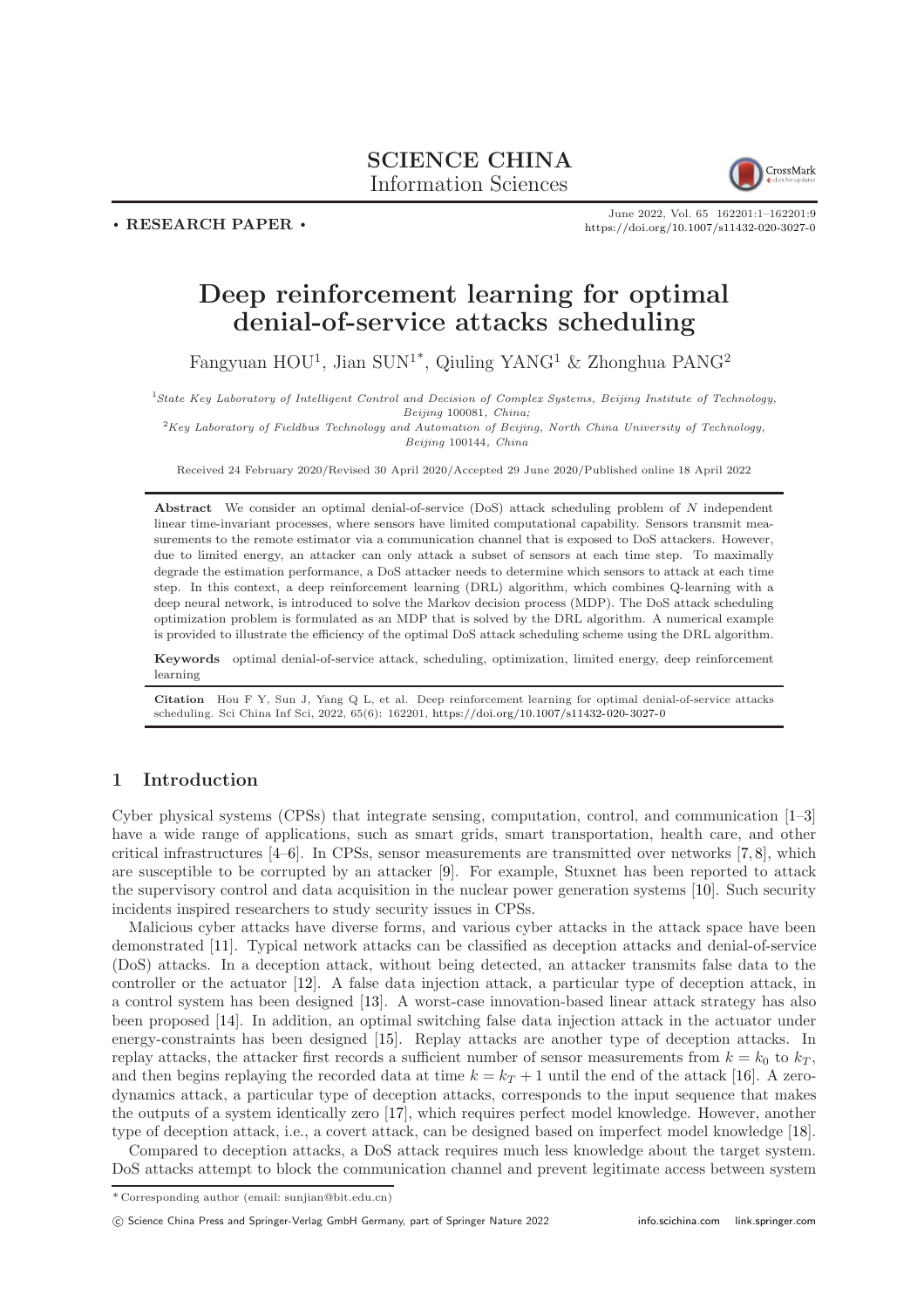**SCIENCE CHINA**
Information Sciences

• RESEARCH PAPER •

June 2022, Vol. 65 162201:1–162201:9
https://doi.org/10.1007/s11432-020-3027-0

# Deep reinforcement learning for optimal denial-of-service attacks scheduling

Fangyuan HOU[1], Jian SUN[1*], Qiuling YANG[1] & Zhonghua PANG[2]

[1] *State Key Laboratory of Intelligent Control and Decision of Complex Systems, Beijing Institute of Technology, Beijing* 100081*, China;*
[2] *Key Laboratory of Fieldbus Technology and Automation of Beijing, North China University of Technology, Beijing* 100144*, China*

Received 24 February 2020/Revised 30 April 2020/Accepted 29 June 2020/Published online 18 April 2022

**Abstract** We consider an optimal denial-of-service (DoS) attack scheduling problem of $N$ independent linear time-invariant processes, where sensors have limited computational capability. Sensors transmit measurements to the remote estimator via a communication channel that is exposed to DoS attackers. However, due to limited energy, an attacker can only attack a subset of sensors at each time step. To maximally degrade the estimation performance, a DoS attacker needs to determine which sensors to attack at each time step. In this context, a deep reinforcement learning (DRL) algorithm, which combines Q-learning with a deep neural network, is introduced to solve the Markov decision process (MDP). The DoS attack scheduling optimization problem is formulated as an MDP that is solved by the DRL algorithm. A numerical example is provided to illustrate the efficiency of the optimal DoS attack scheduling scheme using the DRL algorithm.

**Keywords** optimal denial-of-service attack, scheduling, optimization, limited energy, deep reinforcement learning

**Citation** Hou F Y, Sun J, Yang Q L, et al. Deep reinforcement learning for optimal denial-of-service attacks scheduling. Sci China Inf Sci, 2022, 65(6): 162201, https://doi.org/10.1007/s11432-020-3027-0

## 1 Introduction

Cyber physical systems (CPSs) that integrate sensing, computation, control, and communication [1–3] have a wide range of applications, such as smart grids, smart transportation, health care, and other critical infrastructures [4–6]. In CPSs, sensor measurements are transmitted over networks [7, 8], which are susceptible to be corrupted by an attacker [9]. For example, Stuxnet has been reported to attack the supervisory control and data acquisition in the nuclear power generation systems [10]. Such security incidents inspired researchers to study security issues in CPSs.

Malicious cyber attacks have diverse forms, and various cyber attacks in the attack space have been demonstrated [11]. Typical network attacks can be classified as deception attacks and denial-of-service (DoS) attacks. In a deception attack, without being detected, an attacker transmits false data to the controller or the actuator [12]. A false data injection attack, a particular type of deception attack, in a control system has been designed [13]. A worst-case innovation-based linear attack strategy has also been proposed [14]. In addition, an optimal switching false data injection attack in the actuator under energy-constraints has been designed [15]. Replay attacks are another type of deception attacks. In replay attacks, the attacker first records a sufficient number of sensor measurements from $k = k_0$ to $k_T$, and then begins replaying the recorded data at time $k = k_T + 1$ until the end of the attack [16]. A zero-dynamics attack, a particular type of deception attacks, corresponds to the input sequence that makes the outputs of a system identically zero [17], which requires perfect model knowledge. However, another type of deception attack, i.e., a covert attack, can be designed based on imperfect model knowledge [18].

Compared to deception attacks, a DoS attack requires much less knowledge about the target system. DoS attacks attempt to block the communication channel and prevent legitimate access between system

---

* Corresponding author (email: sunjian@bit.edu.cn)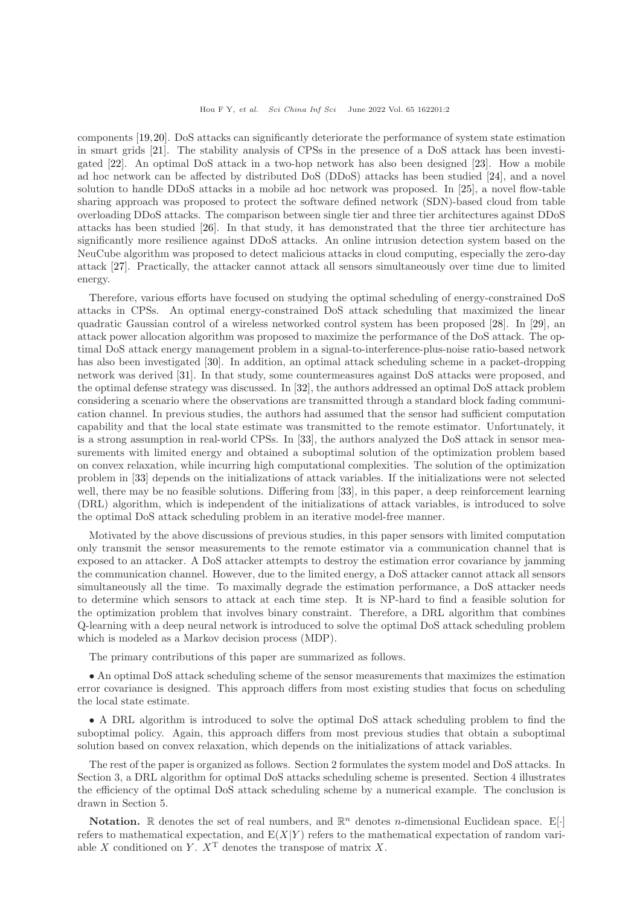components [19,20]. DoS attacks can significantly deteriorate the performance of system state estimation in smart grids [21]. The stability analysis of CPSs in the presence of a DoS attack has been investigated [22]. An optimal DoS attack in a two-hop network has also been designed [23]. How a mobile ad hoc network can be affected by distributed DoS (DDoS) attacks has been studied [24], and a novel solution to handle DDoS attacks in a mobile ad hoc network was proposed. In [25], a novel flow-table sharing approach was proposed to protect the software defined network (SDN)-based cloud from table overloading DDoS attacks. The comparison between single tier and three tier architectures against DDoS attacks has been studied [26]. In that study, it has demonstrated that the three tier architecture has significantly more resilience against DDoS attacks. An online intrusion detection system based on the NeuCube algorithm was proposed to detect malicious attacks in cloud computing, especially the zero-day attack [27]. Practically, the attacker cannot attack all sensors simultaneously over time due to limited energy.

Therefore, various efforts have focused on studying the optimal scheduling of energy-constrained DoS attacks in CPSs. An optimal energy-constrained DoS attack scheduling that maximized the linear quadratic Gaussian control of a wireless networked control system has been proposed [28]. In [29], an attack power allocation algorithm was proposed to maximize the performance of the DoS attack. The optimal DoS attack energy management problem in a signal-to-interference-plus-noise ratio-based network has also been investigated [30]. In addition, an optimal attack scheduling scheme in a packet-dropping network was derived [31]. In that study, some countermeasures against DoS attacks were proposed, and the optimal defense strategy was discussed. In [32], the authors addressed an optimal DoS attack problem considering a scenario where the observations are transmitted through a standard block fading communication channel. In previous studies, the authors had assumed that the sensor had sufficient computation capability and that the local state estimate was transmitted to the remote estimator. Unfortunately, it is a strong assumption in real-world CPSs. In [33], the authors analyzed the DoS attack in sensor measurements with limited energy and obtained a suboptimal solution of the optimization problem based on convex relaxation, while incurring high computational complexities. The solution of the optimization problem in [33] depends on the initializations of attack variables. If the initializations were not selected well, there may be no feasible solutions. Differing from [33], in this paper, a deep reinforcement learning (DRL) algorithm, which is independent of the initializations of attack variables, is introduced to solve the optimal DoS attack scheduling problem in an iterative model-free manner.

Motivated by the above discussions of previous studies, in this paper sensors with limited computation only transmit the sensor measurements to the remote estimator via a communication channel that is exposed to an attacker. A DoS attacker attempts to destroy the estimation error covariance by jamming the communication channel. However, due to the limited energy, a DoS attacker cannot attack all sensors simultaneously all the time. To maximally degrade the estimation performance, a DoS attacker needs to determine which sensors to attack at each time step. It is NP-hard to find a feasible solution for the optimization problem that involves binary constraint. Therefore, a DRL algorithm that combines Q-learning with a deep neural network is introduced to solve the optimal DoS attack scheduling problem which is modeled as a Markov decision process (MDP).

The primary contributions of this paper are summarized as follows.

- An optimal DoS attack scheduling scheme of the sensor measurements that maximizes the estimation error covariance is designed. This approach differs from most existing studies that focus on scheduling the local state estimate.

- A DRL algorithm is introduced to solve the optimal DoS attack scheduling problem to find the suboptimal policy. Again, this approach differs from most previous studies that obtain a suboptimal solution based on convex relaxation, which depends on the initializations of attack variables.

The rest of the paper is organized as follows. Section 2 formulates the system model and DoS attacks. In Section 3, a DRL algorithm for optimal DoS attacks scheduling scheme is presented. Section 4 illustrates the efficiency of the optimal DoS attack scheduling scheme by a numerical example. The conclusion is drawn in Section 5.

**Notation.** $\mathbb{R}$ denotes the set of real numbers, and $\mathbb{R}^n$ denotes $n$-dimensional Euclidean space. $\mathrm{E}[\cdot]$ refers to mathematical expectation, and $\mathrm{E}(X|Y)$ refers to the mathematical expectation of random variable $X$ conditioned on $Y$. $X^{\mathrm{T}}$ denotes the transpose of matrix $X$.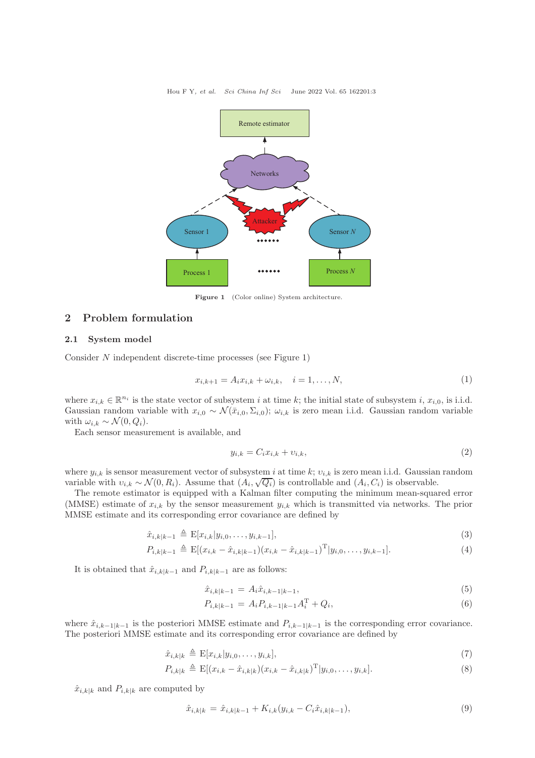Figure 1 (Color online) System architecture.

## 2 Problem formulation

### 2.1 System model

Consider $N$ independent discrete-time processes (see Figure 1)

$$x_{i,k+1} = A_i x_{i,k} + \omega_{i,k}, \quad i = 1, \ldots, N, \tag{1}$$

where $x_{i,k} \in \mathbb{R}^{n_i}$ is the state vector of subsystem $i$ at time $k$; the initial state of subsystem $i$, $x_{i,0}$, is i.i.d. Gaussian random variable with $x_{i,0} \sim \mathcal{N}(\bar{x}_{i,0}, \Sigma_{i,0})$; $\omega_{i,k}$ is zero mean i.i.d. Gaussian random variable with $\omega_{i,k} \sim \mathcal{N}(0, Q_i)$.

Each sensor measurement is available, and

$$y_{i,k} = C_i x_{i,k} + \upsilon_{i,k}, \tag{2}$$

where $y_{i,k}$ is sensor measurement vector of subsystem $i$ at time $k$; $\upsilon_{i,k}$ is zero mean i.i.d. Gaussian random variable with $\upsilon_{i,k} \sim \mathcal{N}(0, R_i)$. Assume that $(A_i, \sqrt{Q_i})$ is controllable and $(A_i, C_i)$ is observable.

The remote estimator is equipped with a Kalman filter computing the minimum mean-squared error (MMSE) estimate of $x_{i,k}$ by the sensor measurement $y_{i,k}$ which is transmitted via networks. The prior MMSE estimate and its corresponding error covariance are defined by

$$\hat{x}_{i,k|k-1} \triangleq \mathrm{E}[x_{i,k}|y_{i,0}, \ldots, y_{i,k-1}], \tag{3}$$

$$P_{i,k|k-1} \triangleq \mathrm{E}[(x_{i,k} - \hat{x}_{i,k|k-1})(x_{i,k} - \hat{x}_{i,k|k-1})^{\mathrm{T}}|y_{i,0}, \ldots, y_{i,k-1}]. \tag{4}$$

It is obtained that $\hat{x}_{i,k|k-1}$ and $P_{i,k|k-1}$ are as follows:

$$\hat{x}_{i,k|k-1} = A_i \hat{x}_{i,k-1|k-1}, \tag{5}$$

$$P_{i,k|k-1} = A_i P_{i,k-1|k-1} A_i^{\mathrm{T}} + Q_i, \tag{6}$$

where $\hat{x}_{i,k-1|k-1}$ is the posteriori MMSE estimate and $P_{i,k-1|k-1}$ is the corresponding error covariance. The posteriori MMSE estimate and its corresponding error covariance are defined by

$$\hat{x}_{i,k|k} \triangleq \mathrm{E}[x_{i,k}|y_{i,0}, \ldots, y_{i,k}], \tag{7}$$

$$P_{i,k|k} \triangleq \mathrm{E}[(x_{i,k} - \hat{x}_{i,k|k})(x_{i,k} - \hat{x}_{i,k|k})^{\mathrm{T}}|y_{i,0}, \ldots, y_{i,k}]. \tag{8}$$

$\hat{x}_{i,k|k}$ and $P_{i,k|k}$ are computed by

$$\hat{x}_{i,k|k} = \hat{x}_{i,k|k-1} + K_{i,k}(y_{i,k} - C_i \hat{x}_{i,k|k-1}), \tag{9}$$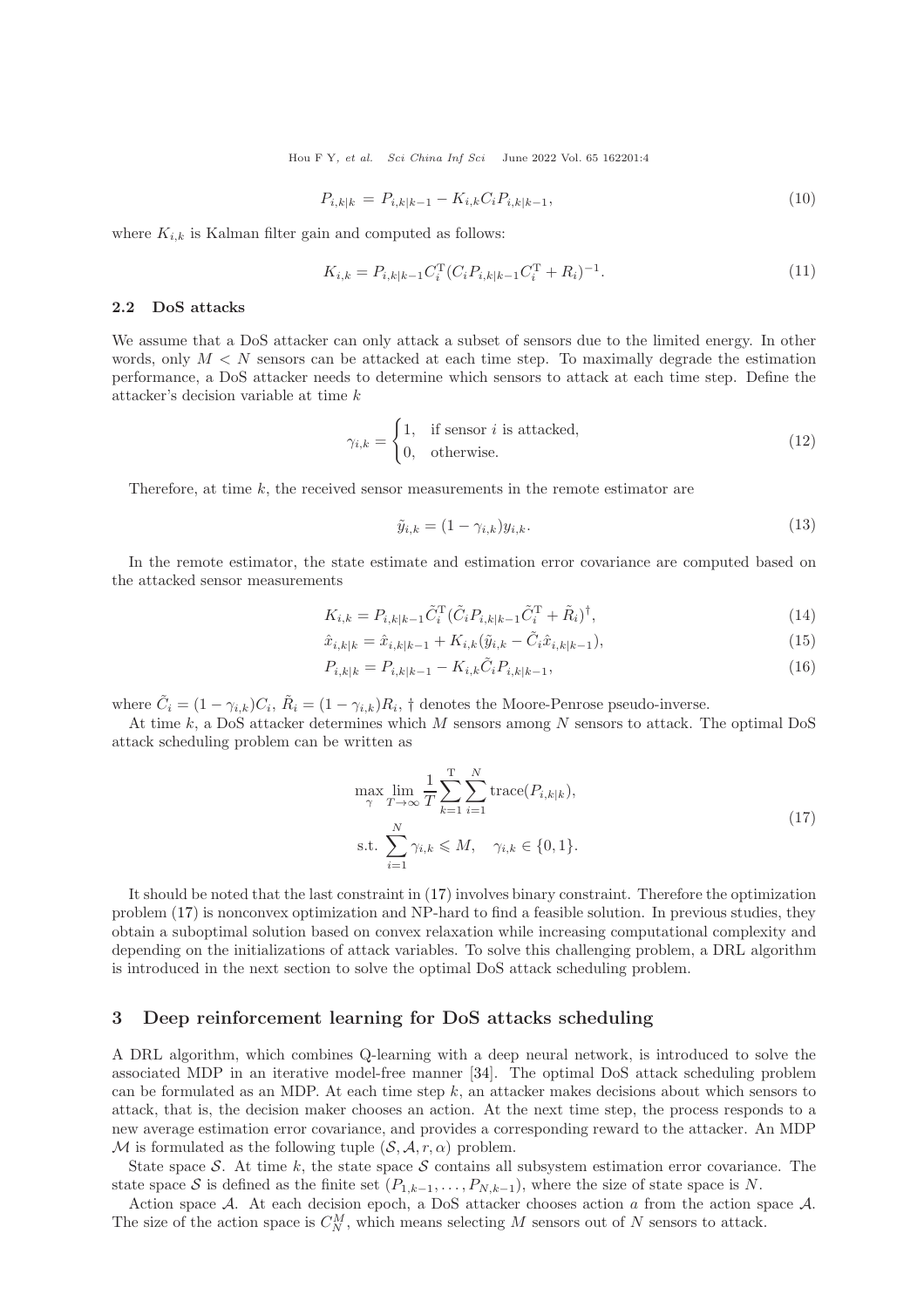$$P_{i,k|k} = P_{i,k|k-1} - K_{i,k}C_iP_{i,k|k-1}, \tag{10}$$

where $K_{i,k}$ is Kalman filter gain and computed as follows:

$$K_{i,k} = P_{i,k|k-1}C_i^{\mathrm{T}}(C_iP_{i,k|k-1}C_i^{\mathrm{T}} + R_i)^{-1}. \tag{11}$$

### 2.2 DoS attacks

We assume that a DoS attacker can only attack a subset of sensors due to the limited energy. In other words, only $M < N$ sensors can be attacked at each time step. To maximally degrade the estimation performance, a DoS attacker needs to determine which sensors to attack at each time step. Define the attacker's decision variable at time $k$

$$\gamma_{i,k} = \begin{cases} 1, & \text{if sensor } i \text{ is attacked,} \\ 0, & \text{otherwise.} \end{cases} \tag{12}$$

Therefore, at time $k$, the received sensor measurements in the remote estimator are

$$\tilde{y}_{i,k} = (1 - \gamma_{i,k})y_{i,k}. \tag{13}$$

In the remote estimator, the state estimate and estimation error covariance are computed based on the attacked sensor measurements

$$K_{i,k} = P_{i,k|k-1}\tilde{C}_i^{\mathrm{T}}(\tilde{C}_iP_{i,k|k-1}\tilde{C}_i^{\mathrm{T}} + \tilde{R}_i)^{\dagger}, \tag{14}$$

$$\hat{x}_{i,k|k} = \hat{x}_{i,k|k-1} + K_{i,k}(\tilde{y}_{i,k} - \tilde{C}_i\hat{x}_{i,k|k-1}), \tag{15}$$

$$P_{i,k|k} = P_{i,k|k-1} - K_{i,k}\tilde{C}_iP_{i,k|k-1}, \tag{16}$$

where $\tilde{C}_i = (1 - \gamma_{i,k})C_i$, $\tilde{R}_i = (1 - \gamma_{i,k})R_i$, $\dagger$ denotes the Moore-Penrose pseudo-inverse.

At time $k$, a DoS attacker determines which $M$ sensors among $N$ sensors to attack. The optimal DoS attack scheduling problem can be written as

$$\begin{aligned} &\max_{\gamma} \lim_{T\to\infty} \frac{1}{T}\sum_{k=1}^{\mathrm{T}}\sum_{i=1}^{N}\mathrm{trace}(P_{i,k|k}), \\ &\text{s.t. } \sum_{i=1}^{N}\gamma_{i,k} \leqslant M, \quad \gamma_{i,k} \in \{0,1\}. \end{aligned} \tag{17}$$

It should be noted that the last constraint in (17) involves binary constraint. Therefore the optimization problem (17) is nonconvex optimization and NP-hard to find a feasible solution. In previous studies, they obtain a suboptimal solution based on convex relaxation while increasing computational complexity and depending on the initializations of attack variables. To solve this challenging problem, a DRL algorithm is introduced in the next section to solve the optimal DoS attack scheduling problem.

## 3 Deep reinforcement learning for DoS attacks scheduling

A DRL algorithm, which combines Q-learning with a deep neural network, is introduced to solve the associated MDP in an iterative model-free manner [34]. The optimal DoS attack scheduling problem can be formulated as an MDP. At each time step $k$, an attacker makes decisions about which sensors to attack, that is, the decision maker chooses an action. At the next time step, the process responds to a new average estimation error covariance, and provides a corresponding reward to the attacker. An MDP $\mathcal{M}$ is formulated as the following tuple $(\mathcal{S}, \mathcal{A}, r, \alpha)$ problem.

State space $\mathcal{S}$. At time $k$, the state space $\mathcal{S}$ contains all subsystem estimation error covariance. The state space $\mathcal{S}$ is defined as the finite set $(P_{1,k-1}, \ldots, P_{N,k-1})$, where the size of state space is $N$.

Action space $\mathcal{A}$. At each decision epoch, a DoS attacker chooses action $a$ from the action space $\mathcal{A}$. The size of the action space is $C_N^M$, which means selecting $M$ sensors out of $N$ sensors to attack.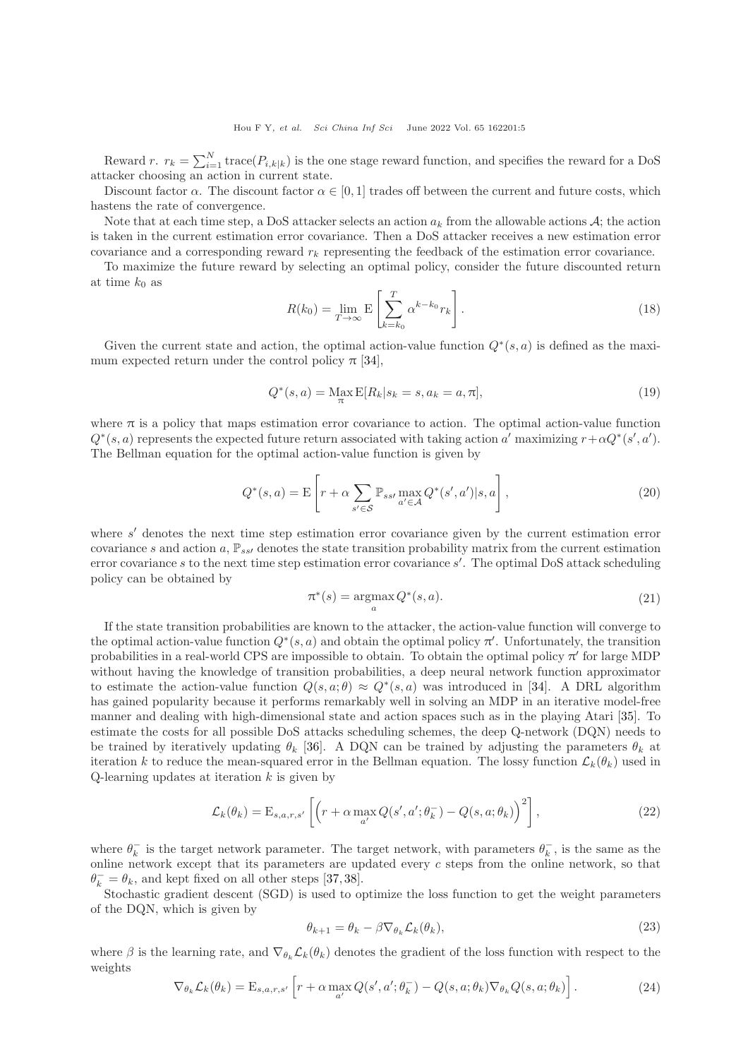Reward $r$. $r_k = \sum_{i=1}^{N} \text{trace}(P_{i,k|k})$ is the one stage reward function, and specifies the reward for a DoS attacker choosing an action in current state.

Discount factor $\alpha$. The discount factor $\alpha \in [0, 1]$ trades off between the current and future costs, which hastens the rate of convergence.

Note that at each time step, a DoS attacker selects an action $a_k$ from the allowable actions $\mathcal{A}$; the action is taken in the current estimation error covariance. Then a DoS attacker receives a new estimation error covariance and a corresponding reward $r_k$ representing the feedback of the estimation error covariance.

To maximize the future reward by selecting an optimal policy, consider the future discounted return at time $k_0$ as

$$R(k_0) = \lim_{T \to \infty} \mathrm{E}\left[\sum_{k=k_0}^{T} \alpha^{k-k_0} r_k\right]. \tag{18}$$

Given the current state and action, the optimal action-value function $Q^*(s, a)$ is defined as the maximum expected return under the control policy $\pi$ [34],

$$Q^*(s, a) = \operatorname*{Max}_{\pi} \mathrm{E}[R_k | s_k = s, a_k = a, \pi], \tag{19}$$

where $\pi$ is a policy that maps estimation error covariance to action. The optimal action-value function $Q^*(s, a)$ represents the expected future return associated with taking action $a'$ maximizing $r + \alpha Q^*(s', a')$. The Bellman equation for the optimal action-value function is given by

$$Q^*(s, a) = \mathrm{E}\left[r + \alpha \sum_{s' \in \mathcal{S}} \mathbb{P}_{ss'} \max_{a' \in \mathcal{A}} Q^*(s', a') | s, a\right], \tag{20}$$

where $s'$ denotes the next time step estimation error covariance given by the current estimation error covariance $s$ and action $a$, $\mathbb{P}_{ss'}$ denotes the state transition probability matrix from the current estimation error covariance $s$ to the next time step estimation error covariance $s'$. The optimal DoS attack scheduling policy can be obtained by

$$\pi^*(s) = \operatorname*{argmax}_{a} Q^*(s, a). \tag{21}$$

If the state transition probabilities are known to the attacker, the action-value function will converge to the optimal action-value function $Q^*(s, a)$ and obtain the optimal policy $\pi'$. Unfortunately, the transition probabilities in a real-world CPS are impossible to obtain. To obtain the optimal policy $\pi'$ for large MDP without having the knowledge of transition probabilities, a deep neural network function approximator to estimate the action-value function $Q(s, a; \theta) \approx Q^*(s, a)$ was introduced in [34]. A DRL algorithm has gained popularity because it performs remarkably well in solving an MDP in an iterative model-free manner and dealing with high-dimensional state and action spaces such as in the playing Atari [35]. To estimate the costs for all possible DoS attacks scheduling schemes, the deep Q-network (DQN) needs to be trained by iteratively updating $\theta_k$ [36]. A DQN can be trained by adjusting the parameters $\theta_k$ at iteration $k$ to reduce the mean-squared error in the Bellman equation. The lossy function $\mathcal{L}_k(\theta_k)$ used in Q-learning updates at iteration $k$ is given by

$$\mathcal{L}_k(\theta_k) = \mathrm{E}_{s,a,r,s'}\left[\left(r + \alpha \max_{a'} Q(s', a'; \theta_k^-) - Q(s, a; \theta_k)\right)^2\right], \tag{22}$$

where $\theta_k^-$ is the target network parameter. The target network, with parameters $\theta_k^-$, is the same as the online network except that its parameters are updated every $c$ steps from the online network, so that $\theta_k^- = \theta_k$, and kept fixed on all other steps [37,38].

Stochastic gradient descent (SGD) is used to optimize the loss function to get the weight parameters of the DQN, which is given by

$$\theta_{k+1} = \theta_k - \beta \nabla_{\theta_k} \mathcal{L}_k(\theta_k), \tag{23}$$

where $\beta$ is the learning rate, and $\nabla_{\theta_k} \mathcal{L}_k(\theta_k)$ denotes the gradient of the loss function with respect to the weights

$$\nabla_{\theta_k} \mathcal{L}_k(\theta_k) = \mathrm{E}_{s,a,r,s'}\left[r + \alpha \max_{a'} Q(s', a'; \theta_k^-) - Q(s, a; \theta_k) \nabla_{\theta_k} Q(s, a; \theta_k)\right]. \tag{24}$$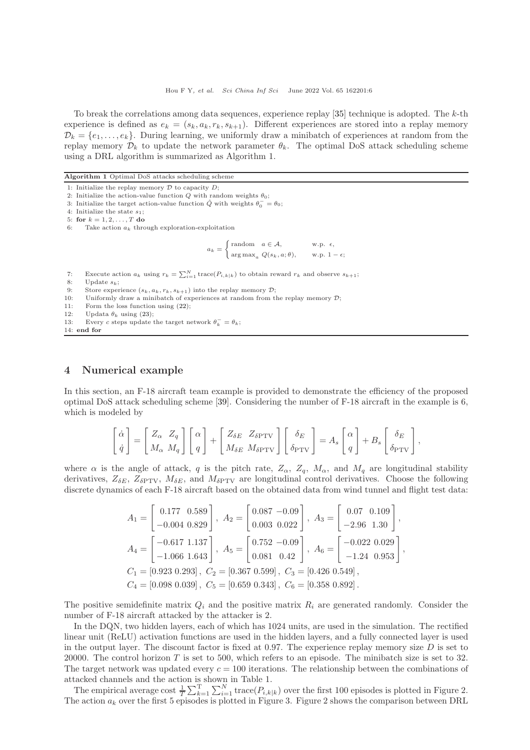To break the correlations among data sequences, experience replay [35] technique is adopted. The $k$-th experience is defined as $e_k = (s_k, a_k, r_k, s_{k+1})$. Different experiences are stored into a replay memory $\mathcal{D}_k = \{e_1, \ldots, e_k\}$. During learning, we uniformly draw a minibatch of experiences at random from the replay memory $\mathcal{D}_k$ to update the network parameter $\theta_k$. The optimal DoS attack scheduling scheme using a DRL algorithm is summarized as Algorithm 1.

**Algorithm 1** Optimal DoS attacks scheduling scheme

1: Initialize the replay memory $\mathcal{D}$ to capacity $D$;
2: Initialize the action-value function $Q$ with random weights $\theta_0$;
3: Initialize the target action-value function $\hat{Q}$ with weights $\theta_0^- = \theta_0$;
4: Initialize the state $s_1$;
5: **for** $k = 1, 2, \ldots, T$ **do**
6: Take action $a_k$ through exploration-exploitation

$$a_k = \begin{cases} \text{random} \quad a \in \mathcal{A}, & \text{w.p. } \epsilon, \\ \arg\max_a Q(s_k, a; \theta), & \text{w.p. } 1 - \epsilon; \end{cases}$$

7: Execute action $a_k$ using $r_k = \sum_{i=1}^{N} \operatorname{trace}(P_{i,k|k})$ to obtain reward $r_k$ and observe $s_{k+1}$;
8: Update $s_k$;
9: Store experience $(s_k, a_k, r_k, s_{k+1})$ into the replay memory $\mathcal{D}$;
10: Uniformly draw a minibatch of experiences at random from the replay memory $\mathcal{D}$;
11: Form the loss function using (22);
12: Updata $\theta_k$ using (23);
13: Every $c$ steps update the target network $\theta_k^- = \theta_k$;
14: **end for**

## 4 Numerical example

In this section, an F-18 aircraft team example is provided to demonstrate the efficiency of the proposed optimal DoS attack scheduling scheme [39]. Considering the number of F-18 aircraft in the example is 6, which is modeled by

$$\begin{bmatrix} \dot{\alpha} \\ \dot{q} \end{bmatrix} = \begin{bmatrix} Z_\alpha & Z_q \\ M_\alpha & M_q \end{bmatrix} \begin{bmatrix} \alpha \\ q \end{bmatrix} + \begin{bmatrix} Z_{\delta E} & Z_{\delta \text{PTV}} \\ M_{\delta E} & M_{\delta \text{PTV}} \end{bmatrix} \begin{bmatrix} \delta_E \\ \delta_{\text{PTV}} \end{bmatrix} = A_s \begin{bmatrix} \alpha \\ q \end{bmatrix} + B_s \begin{bmatrix} \delta_E \\ \delta_{\text{PTV}} \end{bmatrix},$$

where $\alpha$ is the angle of attack, $q$ is the pitch rate, $Z_\alpha$, $Z_q$, $M_\alpha$, and $M_q$ are longitudinal stability derivatives, $Z_{\delta E}$, $Z_{\delta\text{PTV}}$, $M_{\delta E}$, and $M_{\delta\text{PTV}}$ are longitudinal control derivatives. Choose the following discrete dynamics of each F-18 aircraft based on the obtained data from wind tunnel and flight test data:

$$A_1 = \begin{bmatrix} 0.177 & 0.589 \\ -0.004 & 0.829 \end{bmatrix}, \ A_2 = \begin{bmatrix} 0.087 & -0.09 \\ 0.003 & 0.022 \end{bmatrix}, \ A_3 = \begin{bmatrix} 0.07 & 0.109 \\ -2.96 & 1.30 \end{bmatrix},$$

$$A_4 = \begin{bmatrix} -0.617 & 1.137 \\ -1.066 & 1.643 \end{bmatrix}, \ A_5 = \begin{bmatrix} 0.752 & -0.09 \\ 0.081 & 0.42 \end{bmatrix}, \ A_6 = \begin{bmatrix} -0.022 & 0.029 \\ -1.24 & 0.953 \end{bmatrix},$$

$$C_1 = [0.923 \ 0.293], \ C_2 = [0.367 \ 0.599], \ C_3 = [0.426 \ 0.549],$$

$$C_4 = [0.098 \ 0.039], \ C_5 = [0.659 \ 0.343], \ C_6 = [0.358 \ 0.892].$$

The positive semidefinite matrix $Q_i$ and the positive matrix $R_i$ are generated randomly. Consider the number of F-18 aircraft attacked by the attacker is 2.

In the DQN, two hidden layers, each of which has 1024 units, are used in the simulation. The rectified linear unit (ReLU) activation functions are used in the hidden layers, and a fully connected layer is used in the output layer. The discount factor is fixed at 0.97. The experience replay memory size $D$ is set to 20000. The control horizon $T$ is set to 500, which refers to an episode. The minibatch size is set to 32. The target network was updated every $c = 100$ iterations. The relationship between the combinations of attacked channels and the action is shown in Table 1.

The empirical average cost $\frac{1}{T}\sum_{k=1}^{\mathrm{T}}\sum_{i=1}^{N}\operatorname{trace}(P_{i,k|k})$ over the first 100 episodes is plotted in Figure 2. The action $a_k$ over the first 5 episodes is plotted in Figure 3. Figure 2 shows the comparison between DRL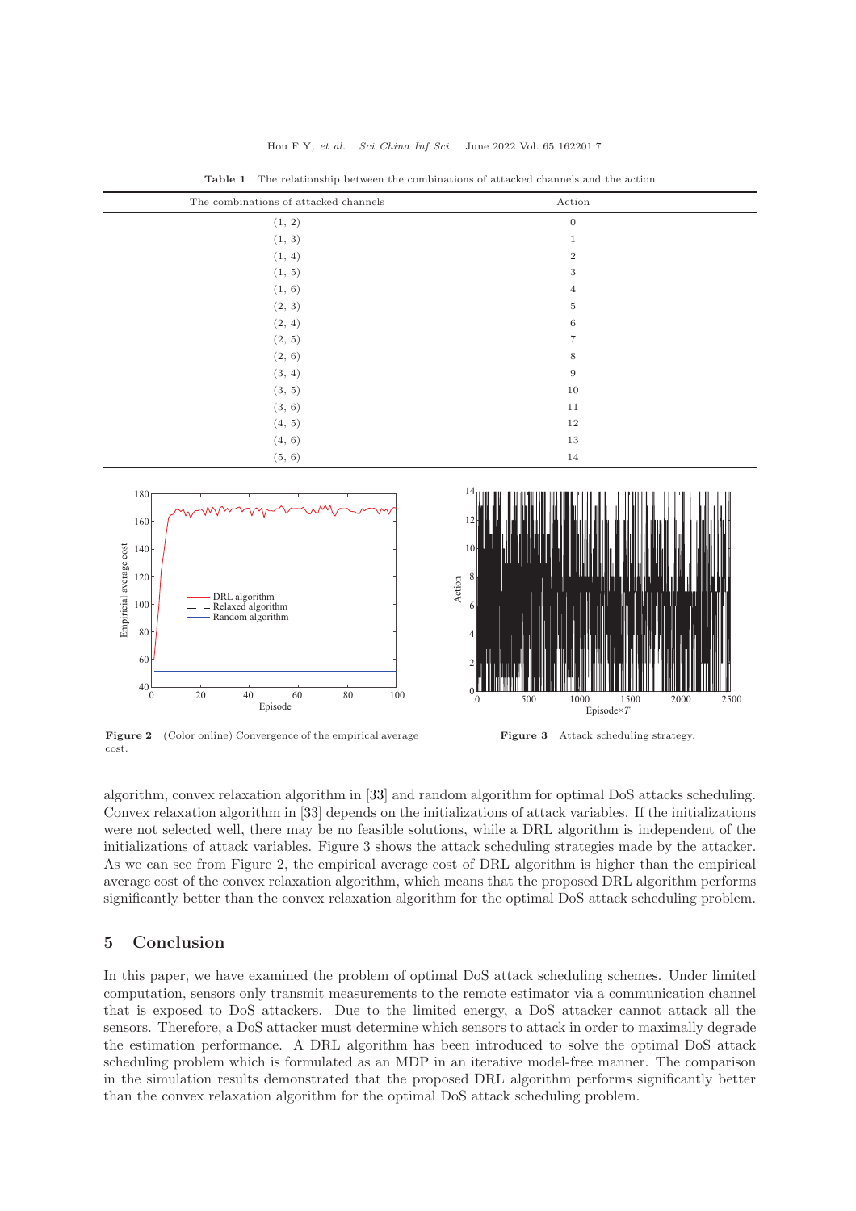**Table 1** The relationship between the combinations of attacked channels and the action

| The combinations of attacked channels | Action |
|---|---|
| (1, 2) | 0 |
| (1, 3) | 1 |
| (1, 4) | 2 |
| (1, 5) | 3 |
| (1, 6) | 4 |
| (2, 3) | 5 |
| (2, 4) | 6 |
| (2, 5) | 7 |
| (2, 6) | 8 |
| (3, 4) | 9 |
| (3, 5) | 10 |
| (3, 6) | 11 |
| (4, 5) | 12 |
| (4, 6) | 13 |
| (5, 6) | 14 |

**Figure 2** (Color online) Convergence of the empirical average cost.

**Figure 3** Attack scheduling strategy.

algorithm, convex relaxation algorithm in [33] and random algorithm for optimal DoS attacks scheduling. Convex relaxation algorithm in [33] depends on the initializations of attack variables. If the initializations were not selected well, there may be no feasible solutions, while a DRL algorithm is independent of the initializations of attack variables. Figure 3 shows the attack scheduling strategies made by the attacker. As we can see from Figure 2, the empirical average cost of DRL algorithm is higher than the empirical average cost of the convex relaxation algorithm, which means that the proposed DRL algorithm performs significantly better than the convex relaxation algorithm for the optimal DoS attack scheduling problem.

## 5 Conclusion

In this paper, we have examined the problem of optimal DoS attack scheduling schemes. Under limited computation, sensors only transmit measurements to the remote estimator via a communication channel that is exposed to DoS attackers. Due to the limited energy, a DoS attacker cannot attack all the sensors. Therefore, a DoS attacker must determine which sensors to attack in order to maximally degrade the estimation performance. A DRL algorithm has been introduced to solve the optimal DoS attack scheduling problem which is formulated as an MDP in an iterative model-free manner. The comparison in the simulation results demonstrated that the proposed DRL algorithm performs significantly better than the convex relaxation algorithm for the optimal DoS attack scheduling problem.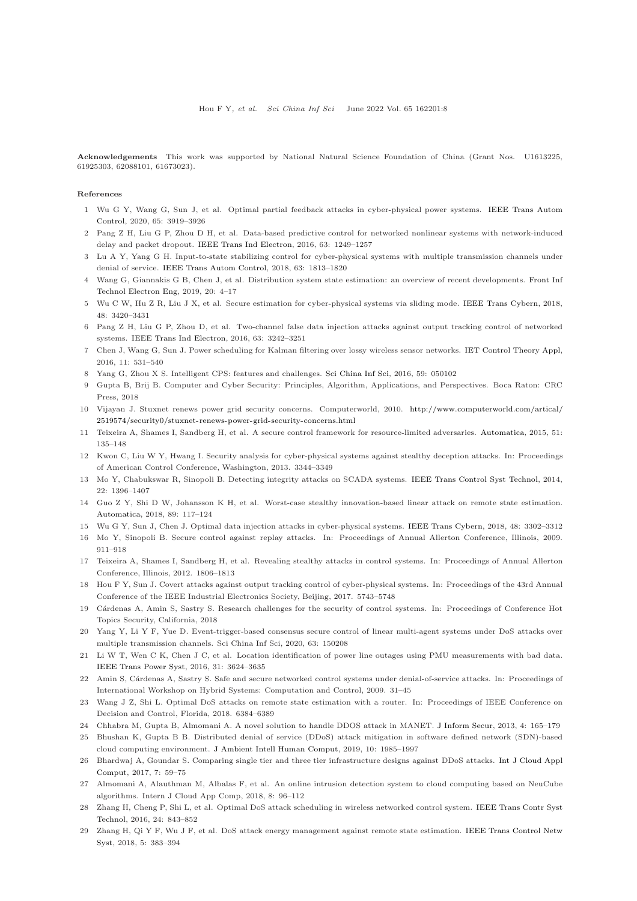**Acknowledgements** This work was supported by National Natural Science Foundation of China (Grant Nos. U1613225, 61925303, 62088101, 61673023).

**References**

1. Wu G Y, Wang G, Sun J, et al. Optimal partial feedback attacks in cyber-physical power systems. IEEE Trans Autom Control, 2020, 65: 3919–3926
2. Pang Z H, Liu G P, Zhou D H, et al. Data-based predictive control for networked nonlinear systems with network-induced delay and packet dropout. IEEE Trans Ind Electron, 2016, 63: 1249–1257
3. Lu A Y, Yang G H. Input-to-state stabilizing control for cyber-physical systems with multiple transmission channels under denial of service. IEEE Trans Autom Control, 2018, 63: 1813–1820
4. Wang G, Giannakis G B, Chen J, et al. Distribution system state estimation: an overview of recent developments. Front Inf Technol Electron Eng, 2019, 20: 4–17
5. Wu C W, Hu Z R, Liu J X, et al. Secure estimation for cyber-physical systems via sliding mode. IEEE Trans Cybern, 2018, 48: 3420–3431
6. Pang Z H, Liu G P, Zhou D, et al. Two-channel false data injection attacks against output tracking control of networked systems. IEEE Trans Ind Electron, 2016, 63: 3242–3251
7. Chen J, Wang G, Sun J. Power scheduling for Kalman filtering over lossy wireless sensor networks. IET Control Theory Appl, 2016, 11: 531–540
8. Yang G, Zhou X S. Intelligent CPS: features and challenges. Sci China Inf Sci, 2016, 59: 050102
9. Gupta B, Brij B. Computer and Cyber Security: Principles, Algorithm, Applications, and Perspectives. Boca Raton: CRC Press, 2018
10. Vijayan J. Stuxnet renews power grid security concerns. Computerworld, 2010. http://www.computerworld.com/artical/2519574/security0/stuxnet-renews-power-grid-security-concerns.html
11. Teixeira A, Shames I, Sandberg H, et al. A secure control framework for resource-limited adversaries. Automatica, 2015, 51: 135–148
12. Kwon C, Liu W Y, Hwang I. Security analysis for cyber-physical systems against stealthy deception attacks. In: Proceedings of American Control Conference, Washington, 2013. 3344–3349
13. Mo Y, Chabukswar R, Sinopoli B. Detecting integrity attacks on SCADA systems. IEEE Trans Control Syst Technol, 2014, 22: 1396–1407
14. Guo Z Y, Shi D W, Johansson K H, et al. Worst-case stealthy innovation-based linear attack on remote state estimation. Automatica, 2018, 89: 117–124
15. Wu G Y, Sun J, Chen J. Optimal data injection attacks in cyber-physical systems. IEEE Trans Cybern, 2018, 48: 3302–3312
16. Mo Y, Sinopoli B. Secure control against replay attacks. In: Proceedings of Annual Allerton Conference, Illinois, 2009. 911–918
17. Teixeira A, Shames I, Sandberg H, et al. Revealing stealthy attacks in control systems. In: Proceedings of Annual Allerton Conference, Illinois, 2012. 1806–1813
18. Hou F Y, Sun J. Covert attacks against output tracking control of cyber-physical systems. In: Proceedings of the 43rd Annual Conference of the IEEE Industrial Electronics Society, Beijing, 2017. 5743–5748
19. Cárdenas A, Amin S, Sastry S. Research challenges for the security of control systems. In: Proceedings of Conference Hot Topics Security, California, 2018
20. Yang Y, Li Y F, Yue D. Event-trigger-based consensus secure control of linear multi-agent systems under DoS attacks over multiple transmission channels. Sci China Inf Sci, 2020, 63: 150208
21. Li W T, Wen C K, Chen J C, et al. Location identification of power line outages using PMU measurements with bad data. IEEE Trans Power Syst, 2016, 31: 3624–3635
22. Amin S, Cárdenas A, Sastry S. Safe and secure networked control systems under denial-of-service attacks. In: Proceedings of International Workshop on Hybrid Systems: Computation and Control, 2009. 31–45
23. Wang J Z, Shi L. Optimal DoS attacks on remote state estimation with a router. In: Proceedings of IEEE Conference on Decision and Control, Florida, 2018. 6384–6389
24. Chhabra M, Gupta B, Almomani A. A novel solution to handle DDOS attack in MANET. J Inform Secur, 2013, 4: 165–179
25. Bhushan K, Gupta B B. Distributed denial of service (DDoS) attack mitigation in software defined network (SDN)-based cloud computing environment. J Ambient Intell Human Comput, 2019, 10: 1985–1997
26. Bhardwaj A, Goundar S. Comparing single tier and three tier infrastructure designs against DDoS attacks. Int J Cloud Appl Comput, 2017, 7: 59–75
27. Almomani A, Alauthman M, Albalas F, et al. An online intrusion detection system to cloud computing based on NeuCube algorithms. Intern J Cloud App Comp, 2018, 8: 96–112
28. Zhang H, Cheng P, Shi L, et al. Optimal DoS attack scheduling in wireless networked control system. IEEE Trans Contr Syst Technol, 2016, 24: 843–852
29. Zhang H, Qi Y F, Wu J F, et al. DoS attack energy management against remote state estimation. IEEE Trans Control Netw Syst, 2018, 5: 383–394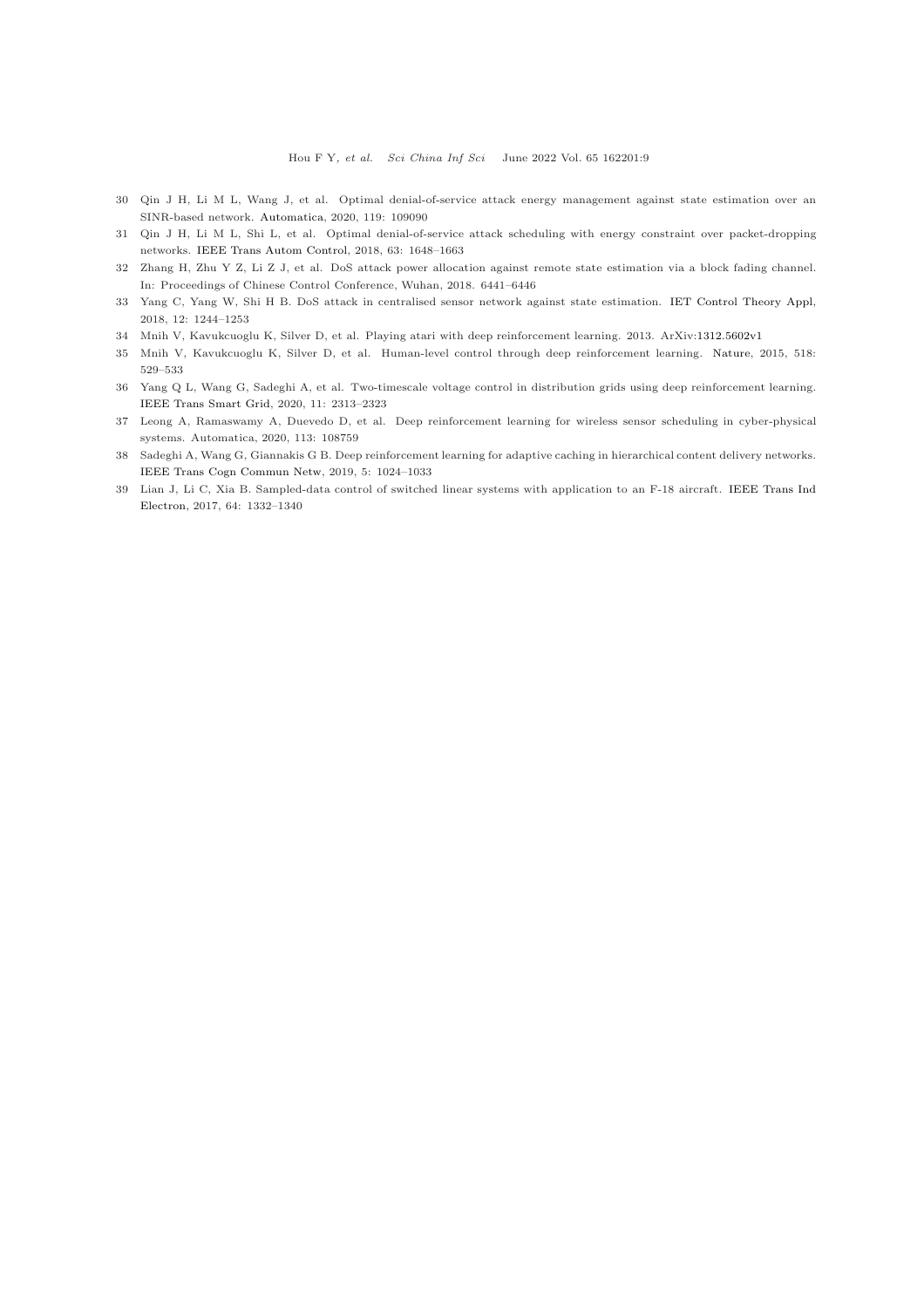30 Qin J H, Li M L, Wang J, et al. Optimal denial-of-service attack energy management against state estimation over an SINR-based network. Automatica, 2020, 119: 109090

31 Qin J H, Li M L, Shi L, et al. Optimal denial-of-service attack scheduling with energy constraint over packet-dropping networks. IEEE Trans Autom Control, 2018, 63: 1648–1663

32 Zhang H, Zhu Y Z, Li Z J, et al. DoS attack power allocation against remote state estimation via a block fading channel. In: Proceedings of Chinese Control Conference, Wuhan, 2018. 6441–6446

33 Yang C, Yang W, Shi H B. DoS attack in centralised sensor network against state estimation. IET Control Theory Appl, 2018, 12: 1244–1253

34 Mnih V, Kavukcuoglu K, Silver D, et al. Playing atari with deep reinforcement learning. 2013. ArXiv:1312.5602v1

35 Mnih V, Kavukcuoglu K, Silver D, et al. Human-level control through deep reinforcement learning. Nature, 2015, 518: 529–533

36 Yang Q L, Wang G, Sadeghi A, et al. Two-timescale voltage control in distribution grids using deep reinforcement learning. IEEE Trans Smart Grid, 2020, 11: 2313–2323

37 Leong A, Ramaswamy A, Duevedo D, et al. Deep reinforcement learning for wireless sensor scheduling in cyber-physical systems. Automatica, 2020, 113: 108759

38 Sadeghi A, Wang G, Giannakis G B. Deep reinforcement learning for adaptive caching in hierarchical content delivery networks. IEEE Trans Cogn Commun Netw, 2019, 5: 1024–1033

39 Lian J, Li C, Xia B. Sampled-data control of switched linear systems with application to an F-18 aircraft. IEEE Trans Ind Electron, 2017, 64: 1332–1340